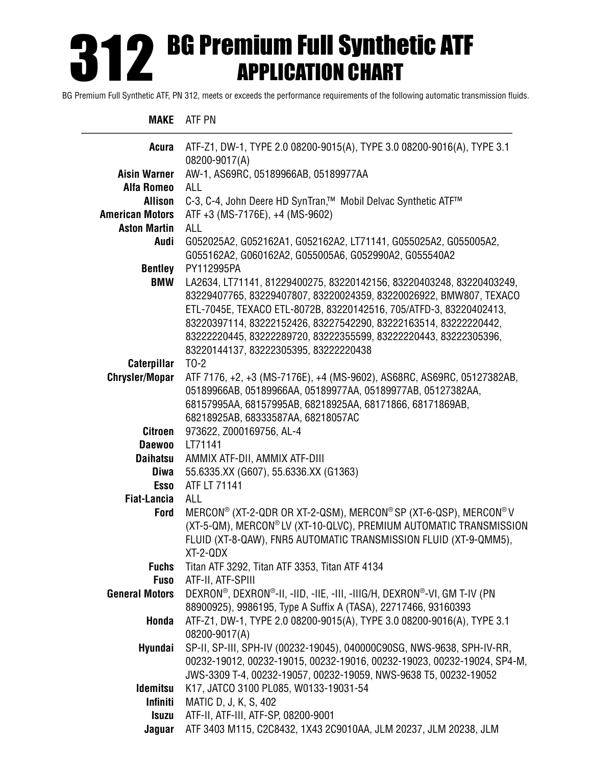# 312 BG Premium Full Synthetic ATF APPLICATION CHART

BG Premium Full Synthetic ATF, PN 312, meets or exceeds the performance requirements of the following automatic transmission fluids.

| MAKE | ATF PN |
|---|---|
| Acura | ATF-Z1, DW-1, TYPE 2.0 08200-9015(A), TYPE 3.0 08200-9016(A), TYPE 3.1 08200-9017(A) |
| Aisin Warner | AW-1, AS69RC, 05189966AB, 05189977AA |
| Alfa Romeo | ALL |
| Allison | C-3, C-4, John Deere HD SynTran,™ Mobil Delvac Synthetic ATF™ |
| American Motors | ATF +3 (MS-7176E), +4 (MS-9602) |
| Aston Martin | ALL |
| Audi | G052025A2, G052162A1, G052162A2, LT71141, G055025A2, G055005A2, G055162A2, G060162A2, G055005A6, G052990A2, G055540A2 |
| Bentley | PY112995PA |
| BMW | LA2634, LT71141, 81229400275, 83220142156, 83220403248, 83220403249, 83229407765, 83229407807, 83220024359, 83220026922, BMW807, TEXACO ETL-7045E, TEXACO ETL-8072B, 83220142516, 705/ATFD-3, 83220402413, 83220397114, 83222152426, 83227542290, 83222163514, 83222220442, 83222220445, 83222289720, 83222355599, 83222220443, 83222305396, 83220144137, 83222305395, 83222220438 |
| Caterpillar | TO-2 |
| Chrysler/Mopar | ATF 7176, +2, +3 (MS-7176E), +4 (MS-9602), AS68RC, AS69RC, 05127382AB, 05189966AB, 05189966AA, 05189977AA, 05189977AB, 05127382AA, 68157995AA, 68157995AB, 68218925AA, 68171866, 68171869AB, 68218925AB, 68333587AA, 68218057AC |
| Citroen | 973622, Z000169756, AL-4 |
| Daewoo | LT71141 |
| Daihatsu | AMMIX ATF-DII, AMMIX ATF-DIII |
| Diwa | 55.6335.XX (G607), 55.6336.XX (G1363) |
| Esso | ATF LT 71141 |
| Fiat-Lancia | ALL |
| Ford | MERCON® (XT-2-QDR OR XT-2-QSM), MERCON® SP (XT-6-QSP), MERCON® V (XT-5-QM), MERCON® LV (XT-10-QLVC), PREMIUM AUTOMATIC TRANSMISSION FLUID (XT-8-QAW), FNR5 AUTOMATIC TRANSMISSION FLUID (XT-9-QMM5), XT-2-QDX |
| Fuchs | Titan ATF 3292, Titan ATF 3353, Titan ATF 4134 |
| Fuso | ATF-II, ATF-SPIII |
| General Motors | DEXRON®, DEXRON®-II, -IID, -IIE, -III, -IIIG/H, DEXRON®-VI, GM T-IV (PN 88900925), 9986195, Type A Suffix A (TASA), 22717466, 93160393 |
| Honda | ATF-Z1, DW-1, TYPE 2.0 08200-9015(A), TYPE 3.0 08200-9016(A), TYPE 3.1 08200-9017(A) |
| Hyundai | SP-II, SP-III, SPH-IV (00232-19045), 040000C90SG, NWS-9638, SPH-IV-RR, 00232-19012, 00232-19015, 00232-19016, 00232-19023, 00232-19024, SP4-M, JWS-3309 T-4, 00232-19057, 00232-19059, NWS-9638 T5, 00232-19052 |
| Idemitsu | K17, JATCO 3100 PL085, W0133-19031-54 |
| Infiniti | MATIC D, J, K, S, 402 |
| Isuzu | ATF-II, ATF-III, ATF-SP, 08200-9001 |
| Jaguar | ATF 3403 M115, C2C8432, 1X43 2C9010AA, JLM 20237, JLM 20238, JLM |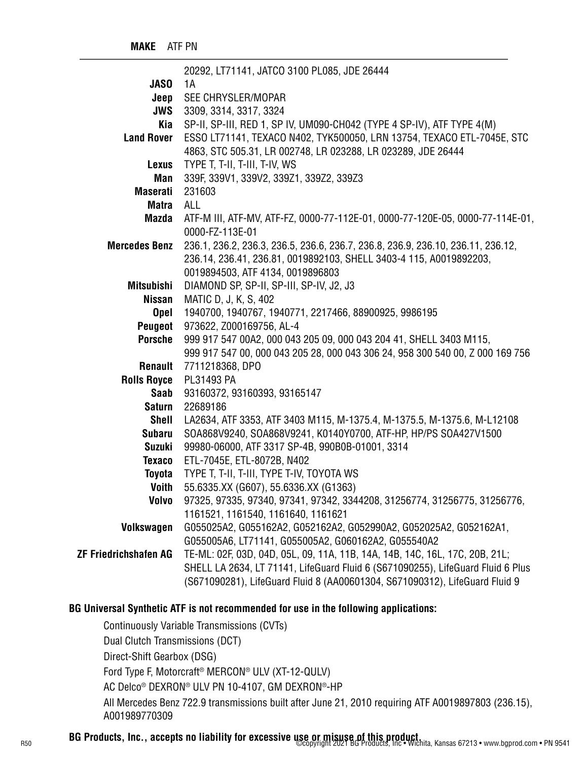| MAKE | ATF PN |
|---|---|
| | 20292, LT71141, JATCO 3100 PL085, JDE 26444 |
| **JASO** | 1A |
| **Jeep** | SEE CHRYSLER/MOPAR |
| **JWS** | 3309, 3314, 3317, 3324 |
| **Kia** | SP-II, SP-III, RED 1, SP IV, UM090-CH042 (TYPE 4 SP-IV), ATF TYPE 4(M) |
| **Land Rover** | ESSO LT71141, TEXACO N402, TYK500050, LRN 13754, TEXACO ETL-7045E, STC 4863, STC 505.31, LR 002748, LR 023288, LR 023289, JDE 26444 |
| **Lexus** | TYPE T, T-II, T-III, T-IV, WS |
| **Man** | 339F, 339V1, 339V2, 339Z1, 339Z2, 339Z3 |
| **Maserati** | 231603 |
| **Matra** | ALL |
| **Mazda** | ATF-M III, ATF-MV, ATF-FZ, 0000-77-112E-01, 0000-77-120E-05, 0000-77-114E-01, 0000-FZ-113E-01 |
| **Mercedes Benz** | 236.1, 236.2, 236.3, 236.5, 236.6, 236.7, 236.8, 236.9, 236.10, 236.11, 236.12, 236.14, 236.41, 236.81, 0019892103, SHELL 3403-4 115, A0019892203, 0019894503, ATF 4134, 0019896803 |
| **Mitsubishi** | DIAMOND SP, SP-II, SP-III, SP-IV, J2, J3 |
| **Nissan** | MATIC D, J, K, S, 402 |
| **Opel** | 1940700, 1940767, 1940771, 2217466, 88900925, 9986195 |
| **Peugeot** | 973622, Z000169756, AL-4 |
| **Porsche** | 999 917 547 00A2, 000 043 205 09, 000 043 204 41, SHELL 3403 M115, 999 917 547 00, 000 043 205 28, 000 043 306 24, 958 300 540 00, Z 000 169 756 |
| **Renault** | 7711218368, DPO |
| **Rolls Royce** | PL31493 PA |
| **Saab** | 93160372, 93160393, 93165147 |
| **Saturn** | 22689186 |
| **Shell** | LA2634, ATF 3353, ATF 3403 M115, M-1375.4, M-1375.5, M-1375.6, M-L12108 |
| **Subaru** | SOA868V9240, SOA868V9241, K0140Y0700, ATF-HP, HP/PS SOA427V1500 |
| **Suzuki** | 99980-06000, ATF 3317 SP-4B, 990B0B-01001, 3314 |
| **Texaco** | ETL-7045E, ETL-8072B, N402 |
| **Toyota** | TYPE T, T-II, T-III, TYPE T-IV, TOYOTA WS |
| **Voith** | 55.6335.XX (G607), 55.6336.XX (G1363) |
| **Volvo** | 97325, 97335, 97340, 97341, 97342, 3344208, 31256774, 31256775, 31256776, 1161521, 1161540, 1161640, 1161621 |
| **Volkswagen** | G055025A2, G055162A2, G052162A2, G052990A2, G052025A2, G052162A1, G055005A6, LT71141, G055005A2, G060162A2, G055540A2 |
| **ZF Friedrichshafen AG** | TE-ML: 02F, 03D, 04D, 05L, 09, 11A, 11B, 14A, 14B, 14C, 16L, 17C, 20B, 21L; SHELL LA 2634, LT 71141, LifeGuard Fluid 6 (S671090255), LifeGuard Fluid 6 Plus (S671090281), LifeGuard Fluid 8 (AA00601304, S671090312), LifeGuard Fluid 9 |

**BG Universal Synthetic ATF is not recommended for use in the following applications:**

- Continuously Variable Transmissions (CVTs)
- Dual Clutch Transmissions (DCT)
- Direct-Shift Gearbox (DSG)
- Ford Type F, Motorcraft® MERCON® ULV (XT-12-QULV)
- AC Delco® DEXRON® ULV PN 10-4107, GM DEXRON®-HP
- All Mercedes Benz 722.9 transmissions built after June 21, 2010 requiring ATF A0019897803 (236.15), A001989770309

**BG Products, Inc., accepts no liability for excessive use or misuse of this product.**

R50 ©copyright 2021 BG Products, Inc • Wichita, Kansas 67213 • www.bgprod.com • PN 9541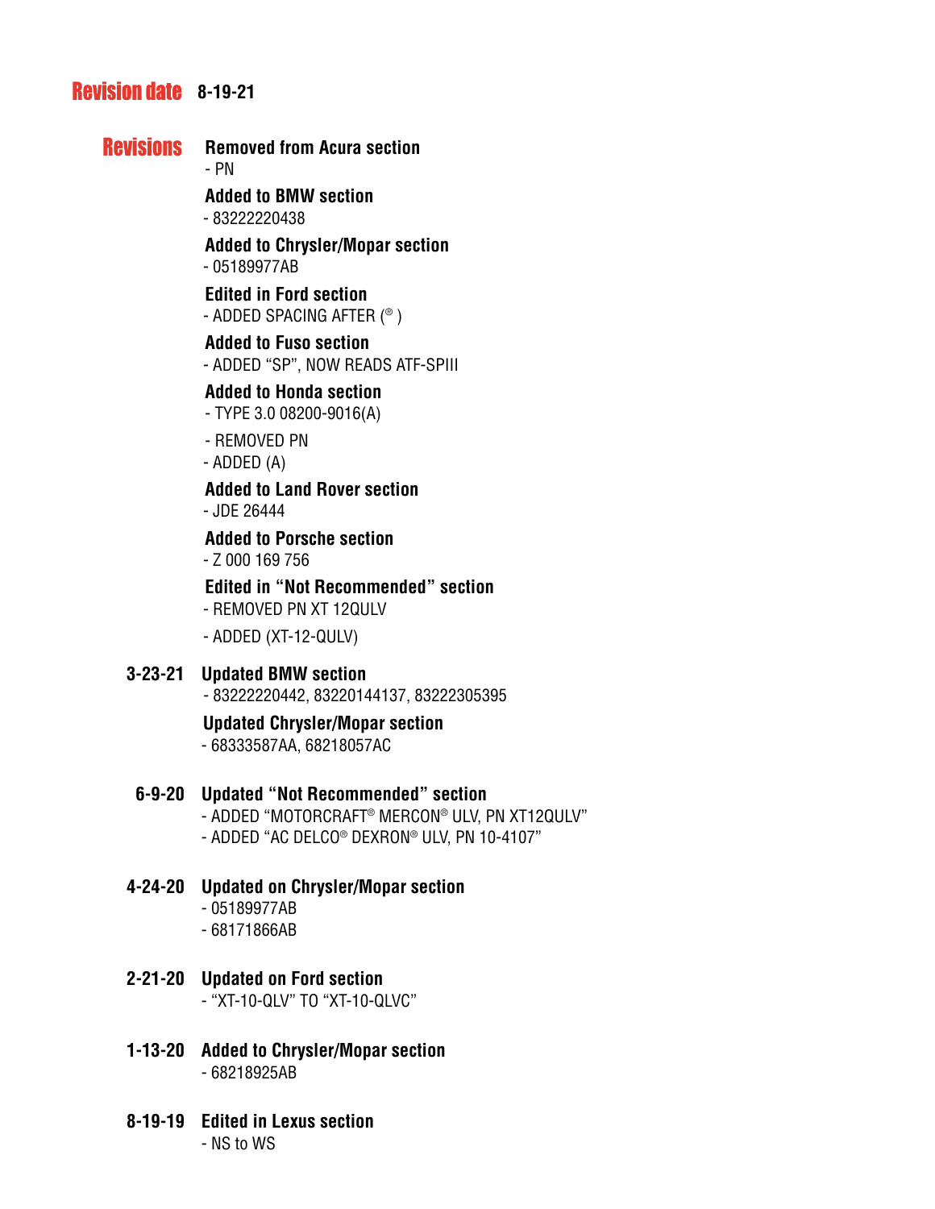## Revision date 8-19-21

## Revisions

**Removed from Acura section**
- PN

**Added to BMW section**
- 83222220438

**Added to Chrysler/Mopar section**
- 05189977AB

**Edited in Ford section**
- ADDED SPACING AFTER (® )

**Added to Fuso section**
- ADDED "SP", NOW READS ATF-SPIII

**Added to Honda section**
- TYPE 3.0 08200-9016(A)
- REMOVED PN
- ADDED (A)

**Added to Land Rover section**
- JDE 26444

**Added to Porsche section**
- Z 000 169 756

**Edited in "Not Recommended" section**
- REMOVED PN XT 12QULV
- ADDED (XT-12-QULV)

**3-23-21 Updated BMW section**
- 83222220442, 83220144137, 83222305395

**Updated Chrysler/Mopar section**
- 68333587AA, 68218057AC

**6-9-20 Updated "Not Recommended" section**
- ADDED "MOTORCRAFT® MERCON® ULV, PN XT12QULV"
- ADDED "AC DELCO® DEXRON® ULV, PN 10-4107"

**4-24-20 Updated on Chrysler/Mopar section**
- 05189977AB
- 68171866AB

**2-21-20 Updated on Ford section**
- "XT-10-QLV" TO "XT-10-QLVC"

**1-13-20 Added to Chrysler/Mopar section**
- 68218925AB

**8-19-19 Edited in Lexus section**
- NS to WS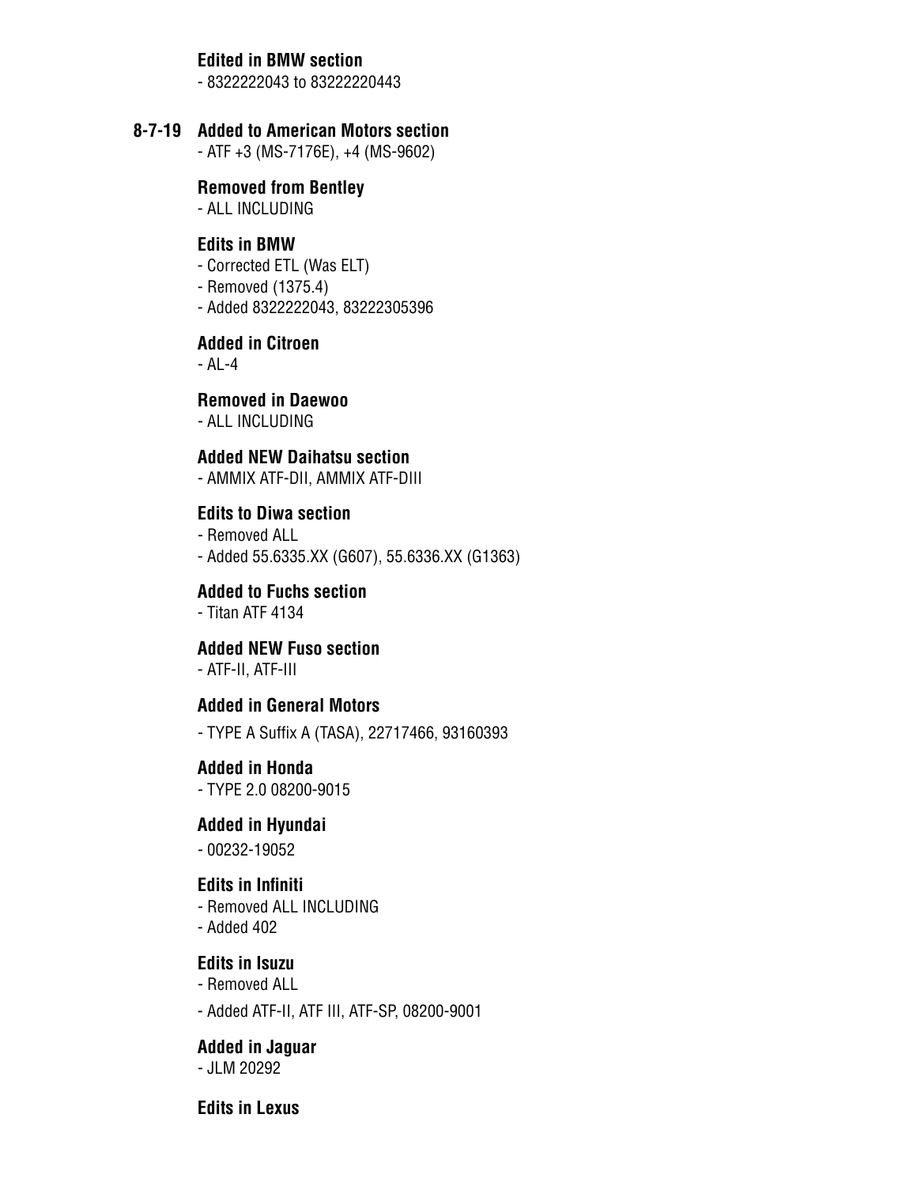**Edited in BMW section**
- 8322222043 to 83222220443

**8-7-19** **Added to American Motors section**
- ATF +3 (MS-7176E), +4 (MS-9602)

**Removed from Bentley**
- ALL INCLUDING

**Edits in BMW**
- Corrected ETL (Was ELT)
- Removed (1375.4)
- Added 8322222043, 83222305396

**Added in Citroen**
- AL-4

**Removed in Daewoo**
- ALL INCLUDING

**Added NEW Daihatsu section**
- AMMIX ATF-DII, AMMIX ATF-DIII

**Edits to Diwa section**
- Removed ALL
- Added 55.6335.XX (G607), 55.6336.XX (G1363)

**Added to Fuchs section**
- Titan ATF 4134

**Added NEW Fuso section**
- ATF-II, ATF-III

**Added in General Motors**
- TYPE A Suffix A (TASA), 22717466, 93160393

**Added in Honda**
- TYPE 2.0 08200-9015

**Added in Hyundai**
- 00232-19052

**Edits in Infiniti**
- Removed ALL INCLUDING
- Added 402

**Edits in Isuzu**
- Removed ALL
- Added ATF-II, ATF III, ATF-SP, 08200-9001

**Added in Jaguar**
- JLM 20292

**Edits in Lexus**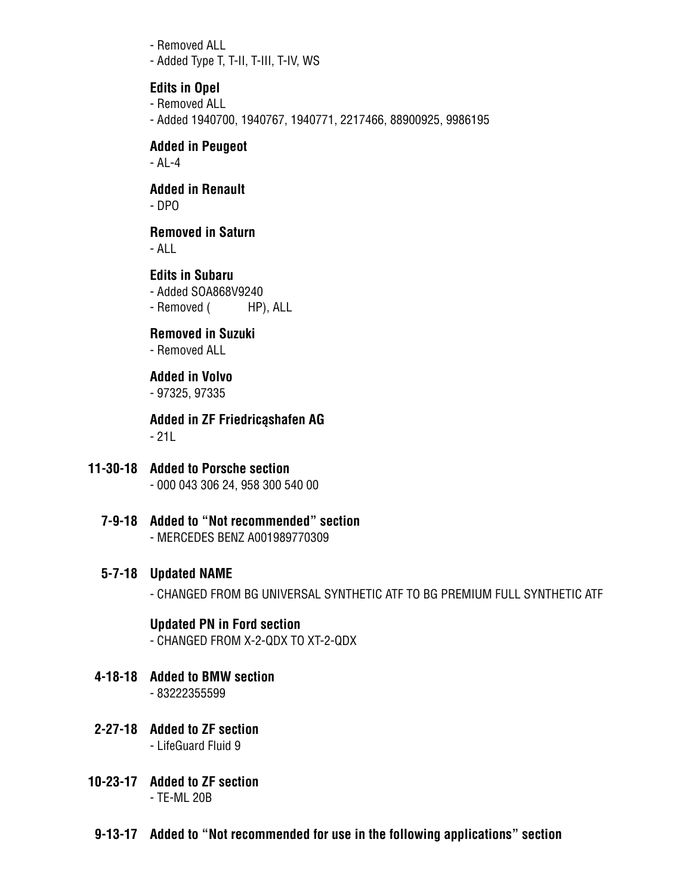- Removed ALL
- Added Type T, T-II, T-III, T-IV, WS

**Edits in Opel**
- Removed ALL
- Added 1940700, 1940767, 1940771, 2217466, 88900925, 9986195

**Added in Peugeot**
- AL-4

**Added in Renault**
- DPO

**Removed in Saturn**
- ALL

**Edits in Subaru**
- Added SOA868V9240
- Removed (          HP), ALL

**Removed in Suzuki**
- Removed ALL

**Added in Volvo**
- 97325, 97335

**Added in ZF Friedricąshafen AG**
- 21L

**11-30-18 Added to Porsche section**
- 000 043 306 24, 958 300 540 00

**7-9-18 Added to "Not recommended" section**
- MERCEDES BENZ A001989770309

**5-7-18 Updated NAME**
- CHANGED FROM BG UNIVERSAL SYNTHETIC ATF TO BG PREMIUM FULL SYNTHETIC ATF

**Updated PN in Ford section**
- CHANGED FROM X-2-QDX TO XT-2-QDX

**4-18-18 Added to BMW section**
- 83222355599

**2-27-18 Added to ZF section**
- LifeGuard Fluid 9

**10-23-17 Added to ZF section**
- TE-ML 20B

**9-13-17 Added to "Not recommended for use in the following applications" section**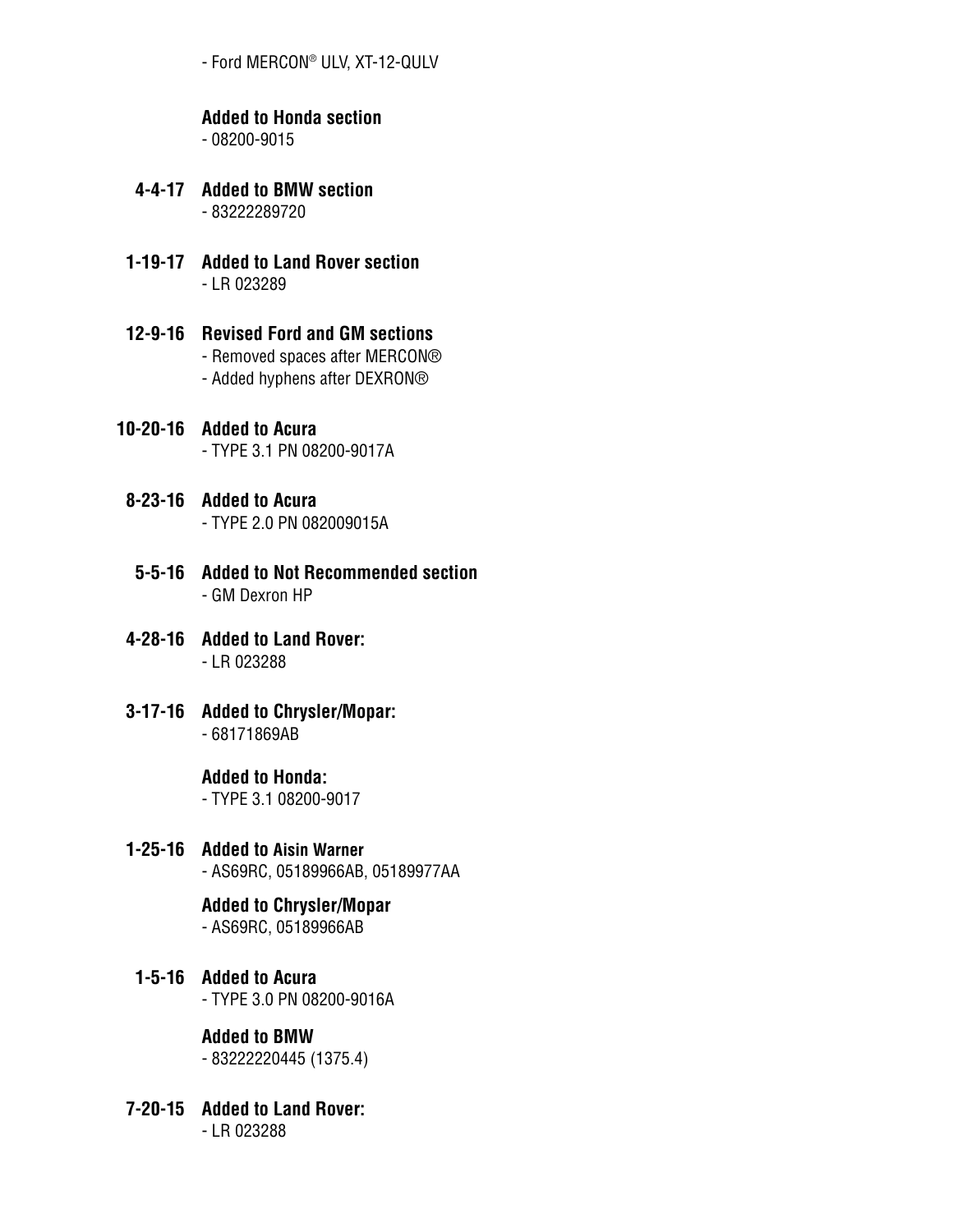- Ford MERCON® ULV, XT-12-QULV

**Added to Honda section**
- 08200-9015

**4-4-17 Added to BMW section**
- 83222289720

**1-19-17 Added to Land Rover section**
- LR 023289

**12-9-16 Revised Ford and GM sections**
- Removed spaces after MERCON®
- Added hyphens after DEXRON®

**10-20-16 Added to Acura**
- TYPE 3.1 PN 08200-9017A

**8-23-16 Added to Acura**
- TYPE 2.0 PN 082009015A

**5-5-16 Added to Not Recommended section**
- GM Dexron HP

**4-28-16 Added to Land Rover:**
- LR 023288

**3-17-16 Added to Chrysler/Mopar:**
- 68171869AB

**Added to Honda:**
- TYPE 3.1 08200-9017

**1-25-16 Added to Aisin Warner**
- AS69RC, 05189966AB, 05189977AA

**Added to Chrysler/Mopar**
- AS69RC, 05189966AB

**1-5-16 Added to Acura**
- TYPE 3.0 PN 08200-9016A

**Added to BMW**
- 83222220445 (1375.4)

**7-20-15 Added to Land Rover:**
- LR 023288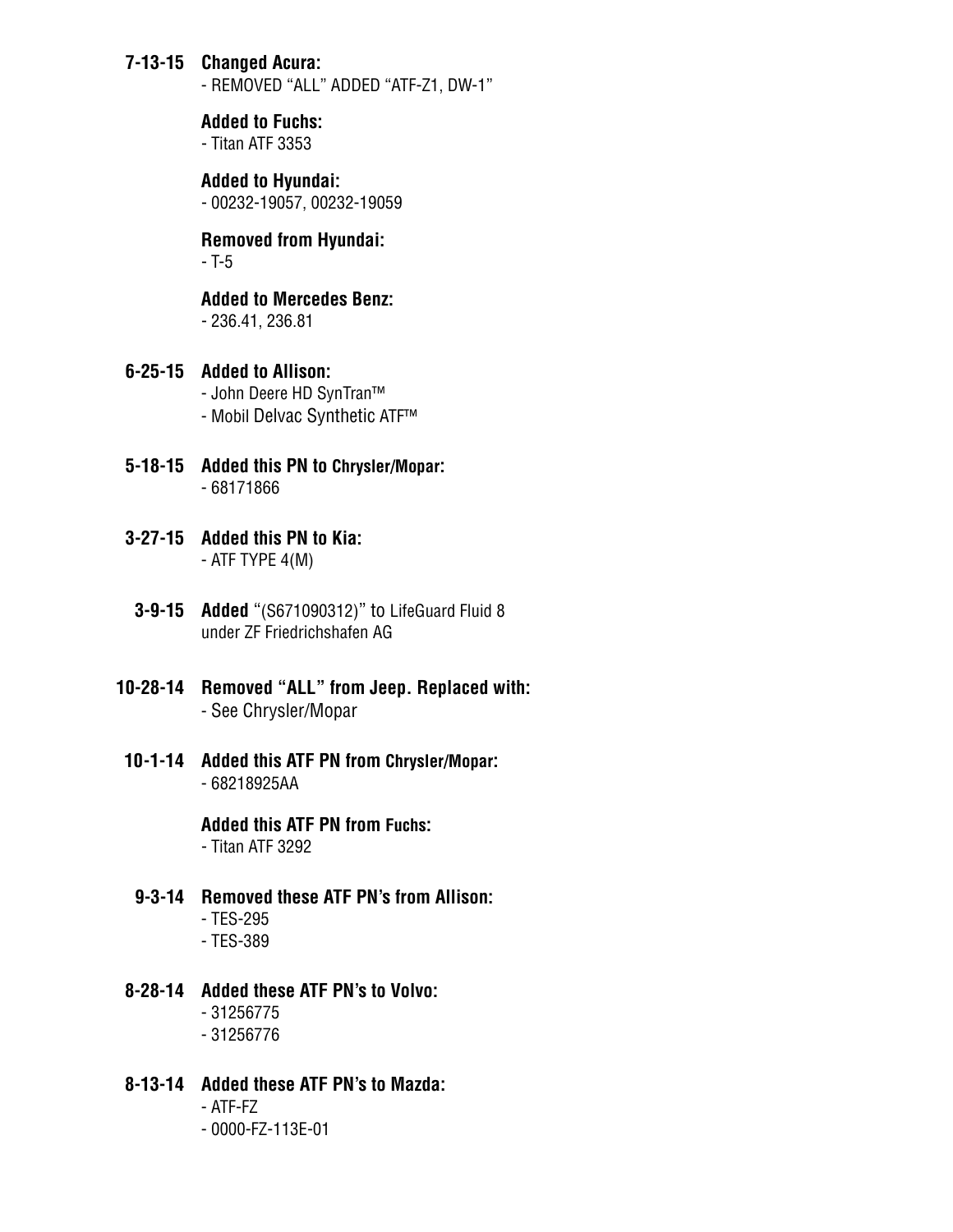**7-13-15 Changed Acura:**
- REMOVED “ALL” ADDED “ATF-Z1, DW-1”

**Added to Fuchs:**
- Titan ATF 3353

**Added to Hyundai:**
- 00232-19057, 00232-19059

**Removed from Hyundai:**
- T-5

**Added to Mercedes Benz:**
- 236.41, 236.81

**6-25-15 Added to Allison:**
- John Deere HD SynTran™
- Mobil Delvac Synthetic ATF™

**5-18-15 Added this PN to Chrysler/Mopar:**
- 68171866

**3-27-15 Added this PN to Kia:**
- ATF TYPE 4(M)

**3-9-15 Added** “(S671090312)” to LifeGuard Fluid 8 under ZF Friedrichshafen AG

**10-28-14 Removed “ALL” from Jeep. Replaced with:**
- See Chrysler/Mopar

**10-1-14 Added this ATF PN from Chrysler/Mopar:**
- 68218925AA

**Added this ATF PN from Fuchs:**
- Titan ATF 3292

**9-3-14 Removed these ATF PN’s from Allison:**
- TES-295
- TES-389

**8-28-14 Added these ATF PN’s to Volvo:**
- 31256775
- 31256776

**8-13-14 Added these ATF PN’s to Mazda:**
- ATF-FZ
- 0000-FZ-113E-01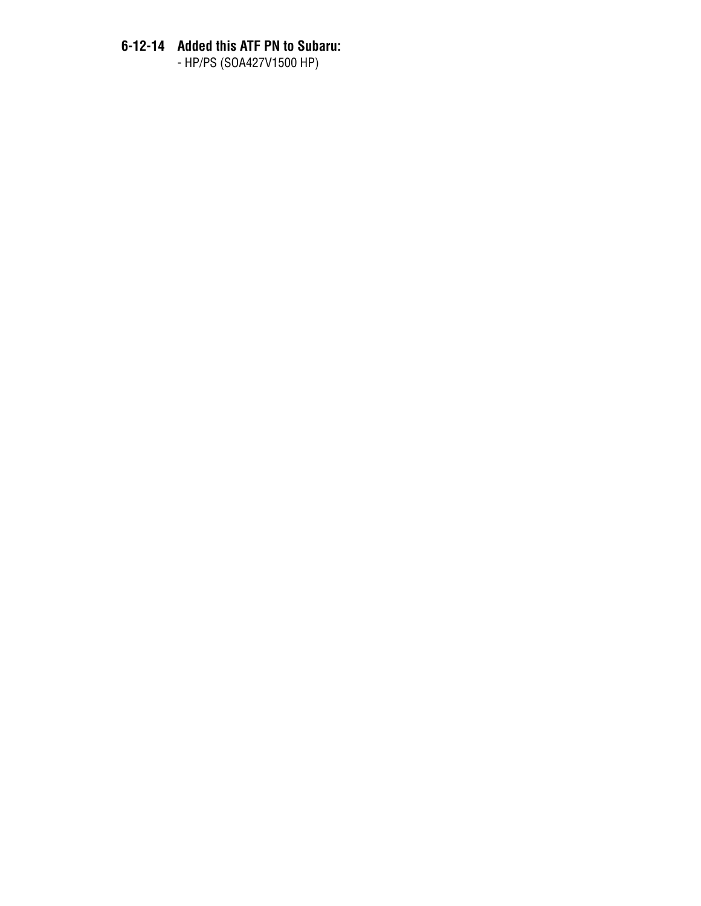**6-12-14 Added this ATF PN to Subaru:**

- HP/PS (SOA427V1500 HP)